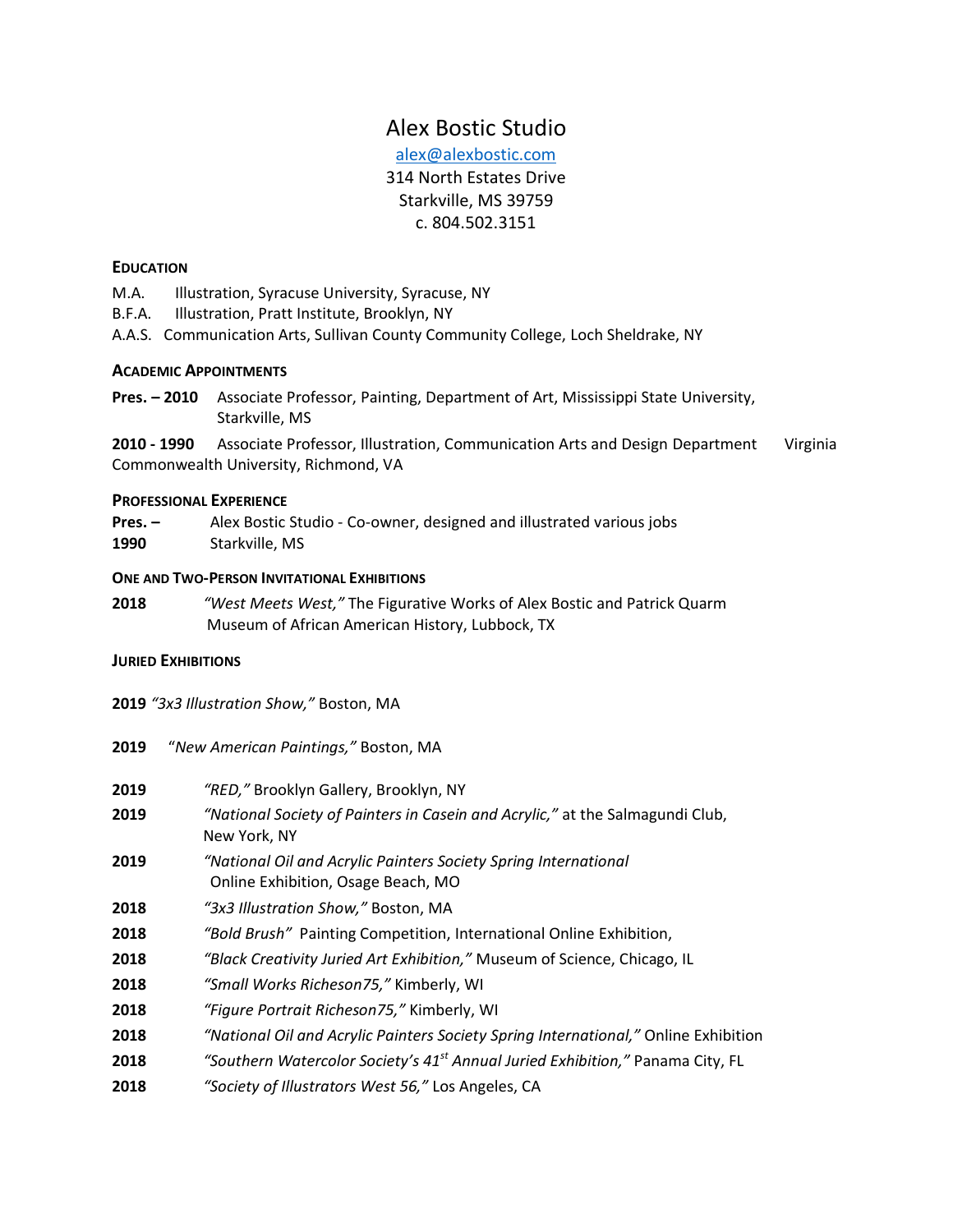# Alex Bostic Studio

alex@alexbostic.com
314 North Estates Drive
Starkville, MS 39759
c. 804.502.3151

## Education

M.A. Illustration, Syracuse University, Syracuse, NY
B.F.A. Illustration, Pratt Institute, Brooklyn, NY
A.A.S. Communication Arts, Sullivan County Community College, Loch Sheldrake, NY

## Academic Appointments

**Pres. – 2010** Associate Professor, Painting, Department of Art, Mississippi State University, Starkville, MS

**2010 - 1990** Associate Professor, Illustration, Communication Arts and Design Department Virginia Commonwealth University, Richmond, VA

## Professional Experience

**Pres. – 1990** Alex Bostic Studio - Co-owner, designed and illustrated various jobs Starkville, MS

## One and Two-Person Invitational Exhibitions

**2018** *"West Meets West,"* The Figurative Works of Alex Bostic and Patrick Quarm Museum of African American History, Lubbock, TX

## Juried Exhibitions

**2019** *"3x3 Illustration Show,"* Boston, MA

**2019** "*New American Paintings,"* Boston, MA

**2019** *"RED,"* Brooklyn Gallery, Brooklyn, NY

**2019** *"National Society of Painters in Casein and Acrylic,"* at the Salmagundi Club, New York, NY

**2019** *"National Oil and Acrylic Painters Society Spring International* Online Exhibition, Osage Beach, MO

**2018** *"3x3 Illustration Show,"* Boston, MA

**2018** *"Bold Brush"* Painting Competition, International Online Exhibition,

**2018** *"Black Creativity Juried Art Exhibition,"* Museum of Science, Chicago, IL

**2018** *"Small Works Richeson75,"* Kimberly, WI

**2018** *"Figure Portrait Richeson75,"* Kimberly, WI

**2018** *"National Oil and Acrylic Painters Society Spring International,"* Online Exhibition

**2018** *"Southern Watercolor Society's 41st Annual Juried Exhibition,"* Panama City, FL

**2018** *"Society of Illustrators West 56,"* Los Angeles, CA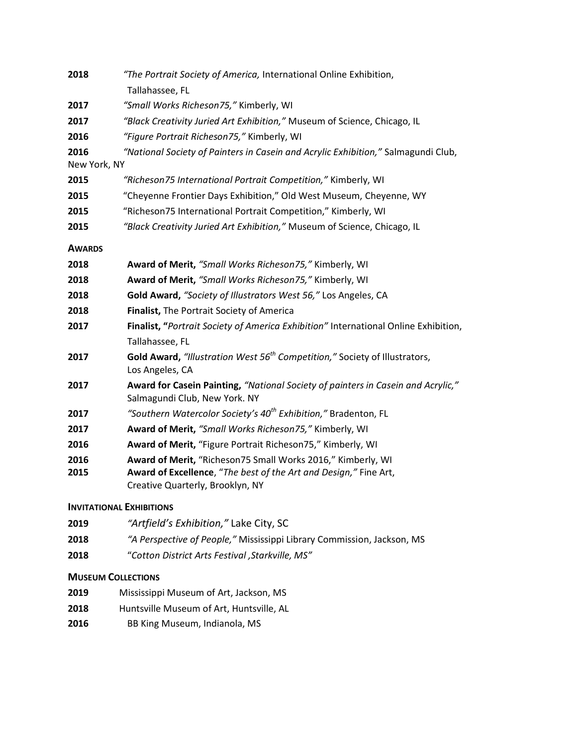**2018** *"The Portrait Society of America,* International Online Exhibition, Tallahassee, FL

**2017** *"Small Works Richeson75,"* Kimberly, WI

**2017** *"Black Creativity Juried Art Exhibition,"* Museum of Science, Chicago, IL

**2016** *"Figure Portrait Richeson75,"* Kimberly, WI

**2016** *"National Society of Painters in Casein and Acrylic Exhibition,"* Salmagundi Club, New York, NY

**2015** *"Richeson75 International Portrait Competition,"* Kimberly, WI

**2015** "Cheyenne Frontier Days Exhibition," Old West Museum, Cheyenne, WY

**2015** "Richeson75 International Portrait Competition," Kimberly, WI

**2015** *"Black Creativity Juried Art Exhibition,"* Museum of Science, Chicago, IL

**AWARDS**

**2018** **Award of Merit,** *"Small Works Richeson75,"* Kimberly, WI

**2018** **Award of Merit,** *"Small Works Richeson75,"* Kimberly, WI

**2018** **Gold Award,** *"Society of Illustrators West 56,"* Los Angeles, CA

**2018** **Finalist,** The Portrait Society of America

**2017** **Finalist, "***Portrait Society of America Exhibition"* International Online Exhibition, Tallahassee, FL

**2017** **Gold Award,** *"Illustration West 56th Competition,"* Society of Illustrators, Los Angeles, CA

**2017** **Award for Casein Painting,** *"National Society of painters in Casein and Acrylic,"* Salmagundi Club, New York. NY

**2017** *"Southern Watercolor Society's 40th Exhibition,"* Bradenton, FL

**2017** **Award of Merit,** *"Small Works Richeson75,"* Kimberly, WI

**2016** **Award of Merit,** "Figure Portrait Richeson75," Kimberly, WI

**2016** **Award of Merit,** "Richeson75 Small Works 2016," Kimberly, WI

**2015** **Award of Excellence**, "*The best of the Art and Design,"* Fine Art, Creative Quarterly, Brooklyn, NY

**INVITATIONAL EXHIBITIONS**

**2019** *"Artfield's Exhibition,"* Lake City, SC

**2018** *"A Perspective of People,"* Mississippi Library Commission, Jackson, MS

**2018** "*Cotton District Arts Festival ,Starkville, MS"*

**MUSEUM COLLECTIONS**

**2019** Mississippi Museum of Art, Jackson, MS

**2018** Huntsville Museum of Art, Huntsville, AL

**2016** BB King Museum, Indianola, MS